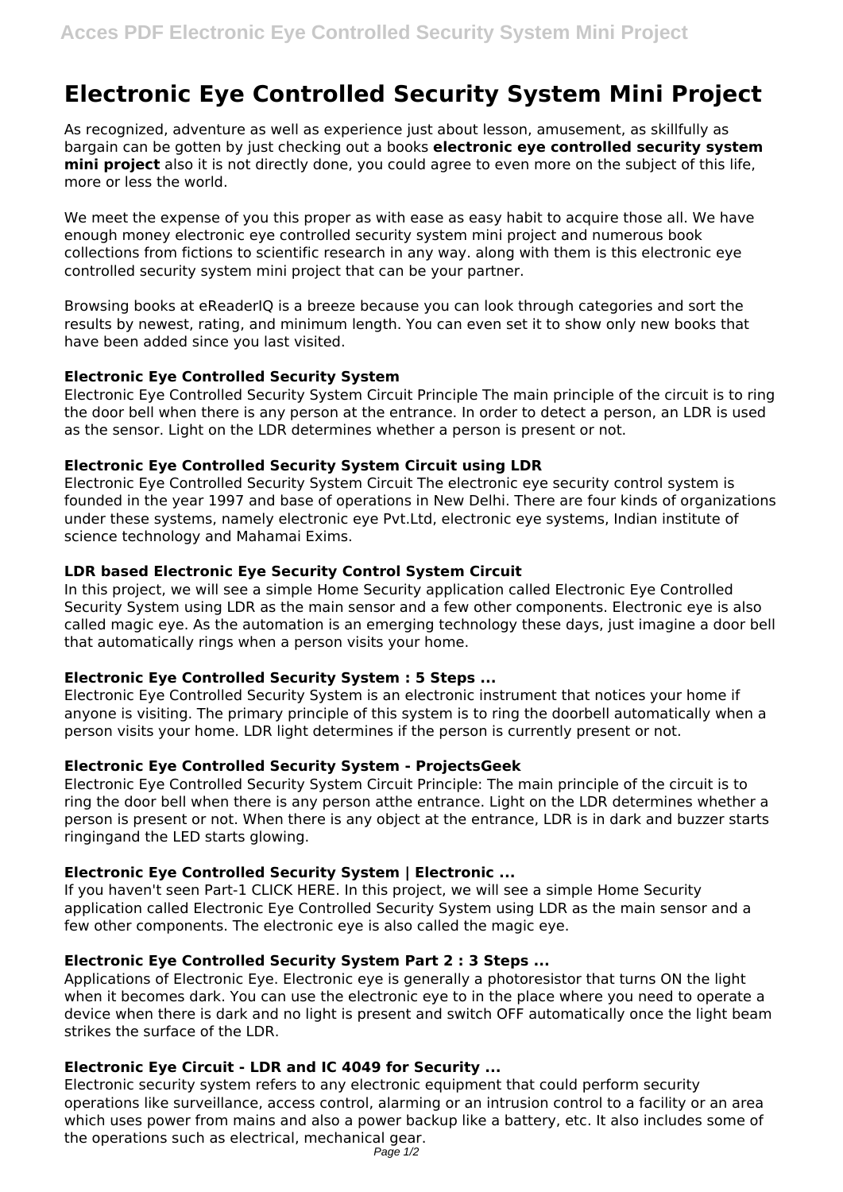# Electronic Eye Controlled Security System Mini Project

As recognized, adventure as well as experience just about lesson, amusement, as skillfully as bargain can be gotten by just checking out a books **electronic eye controlled security system mini project** also it is not directly done, you could agree to even more on the subject of this life, more or less the world.

We meet the expense of you this proper as with ease as easy habit to acquire those all. We have enough money electronic eye controlled security system mini project and numerous book collections from fictions to scientific research in any way. along with them is this electronic eye controlled security system mini project that can be your partner.

Browsing books at eReaderIQ is a breeze because you can look through categories and sort the results by newest, rating, and minimum length. You can even set it to show only new books that have been added since you last visited.

### Electronic Eye Controlled Security System

Electronic Eye Controlled Security System Circuit Principle The main principle of the circuit is to ring the door bell when there is any person at the entrance. In order to detect a person, an LDR is used as the sensor. Light on the LDR determines whether a person is present or not.

### Electronic Eye Controlled Security System Circuit using LDR

Electronic Eye Controlled Security System Circuit The electronic eye security control system is founded in the year 1997 and base of operations in New Delhi. There are four kinds of organizations under these systems, namely electronic eye Pvt.Ltd, electronic eye systems, Indian institute of science technology and Mahamai Exims.

### LDR based Electronic Eye Security Control System Circuit

In this project, we will see a simple Home Security application called Electronic Eye Controlled Security System using LDR as the main sensor and a few other components. Electronic eye is also called magic eye. As the automation is an emerging technology these days, just imagine a door bell that automatically rings when a person visits your home.

### Electronic Eye Controlled Security System : 5 Steps ...

Electronic Eye Controlled Security System is an electronic instrument that notices your home if anyone is visiting. The primary principle of this system is to ring the doorbell automatically when a person visits your home. LDR light determines if the person is currently present or not.

### Electronic Eye Controlled Security System - ProjectsGeek

Electronic Eye Controlled Security System Circuit Principle: The main principle of the circuit is to ring the door bell when there is any person atthe entrance. Light on the LDR determines whether a person is present or not. When there is any object at the entrance, LDR is in dark and buzzer starts ringingand the LED starts glowing.

### Electronic Eye Controlled Security System | Electronic ...

If you haven't seen Part-1 CLICK HERE. In this project, we will see a simple Home Security application called Electronic Eye Controlled Security System using LDR as the main sensor and a few other components. The electronic eye is also called the magic eye.

### Electronic Eye Controlled Security System Part 2 : 3 Steps ...

Applications of Electronic Eye. Electronic eye is generally a photoresistor that turns ON the light when it becomes dark. You can use the electronic eye to in the place where you need to operate a device when there is dark and no light is present and switch OFF automatically once the light beam strikes the surface of the LDR.

### Electronic Eye Circuit - LDR and IC 4049 for Security ...

Electronic security system refers to any electronic equipment that could perform security operations like surveillance, access control, alarming or an intrusion control to a facility or an area which uses power from mains and also a power backup like a battery, etc. It also includes some of the operations such as electrical, mechanical gear.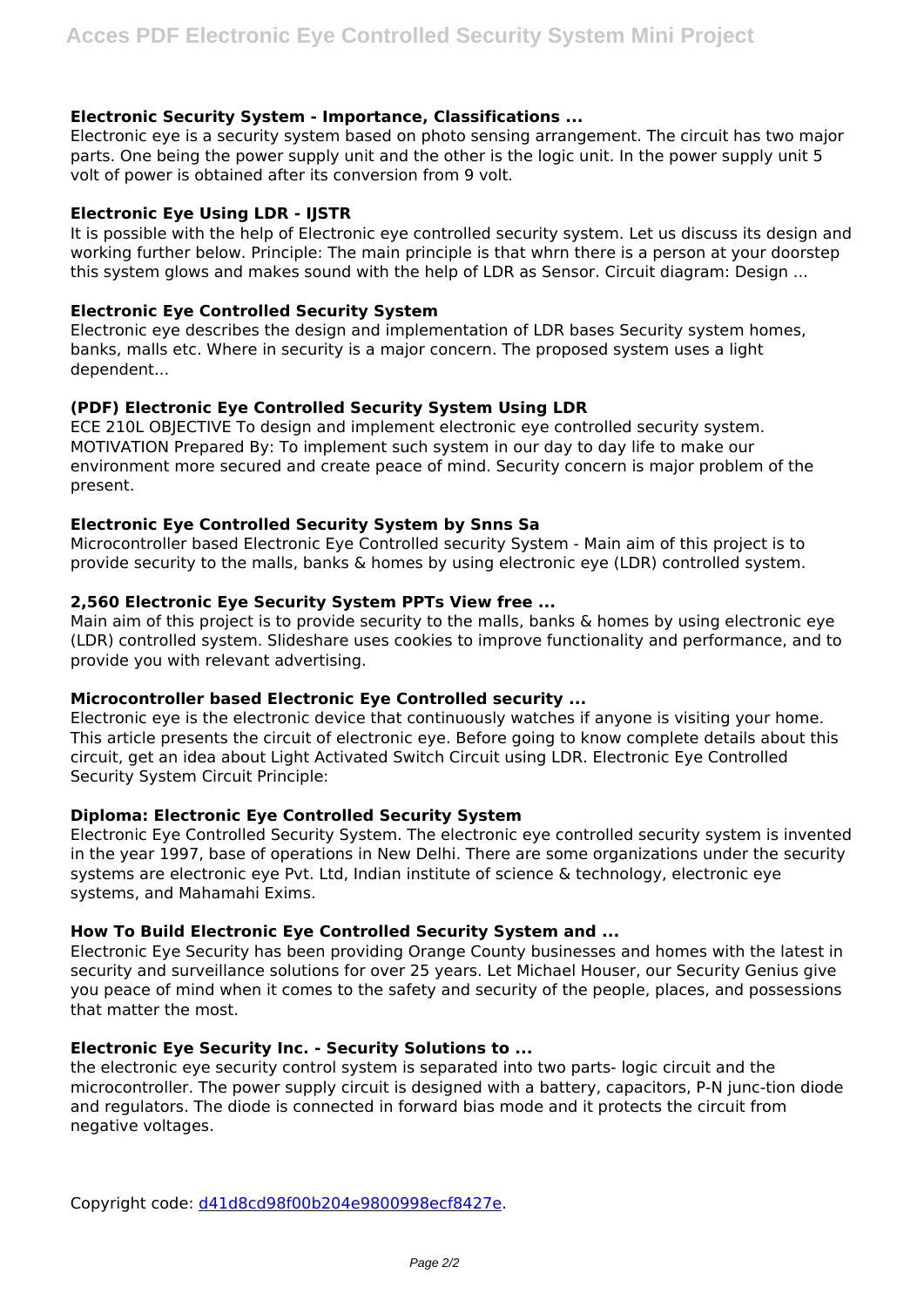### Electronic Security System - Importance, Classifications ...

Electronic eye is a security system based on photo sensing arrangement. The circuit has two major parts. One being the power supply unit and the other is the logic unit. In the power supply unit 5 volt of power is obtained after its conversion from 9 volt.

### Electronic Eye Using LDR - IJSTR

It is possible with the help of Electronic eye controlled security system. Let us discuss its design and working further below. Principle: The main principle is that whrn there is a person at your doorstep this system glows and makes sound with the help of LDR as Sensor. Circuit diagram: Design ...

### Electronic Eye Controlled Security System

Electronic eye describes the design and implementation of LDR bases Security system homes, banks, malls etc. Where in security is a major concern. The proposed system uses a light dependent...

### (PDF) Electronic Eye Controlled Security System Using LDR

ECE 210L OBJECTIVE To design and implement electronic eye controlled security system. MOTIVATION Prepared By: To implement such system in our day to day life to make our environment more secured and create peace of mind. Security concern is major problem of the present.

### Electronic Eye Controlled Security System by Snns Sa

Microcontroller based Electronic Eye Controlled security System - Main aim of this project is to provide security to the malls, banks & homes by using electronic eye (LDR) controlled system.

### 2,560 Electronic Eye Security System PPTs View free ...

Main aim of this project is to provide security to the malls, banks & homes by using electronic eye (LDR) controlled system. Slideshare uses cookies to improve functionality and performance, and to provide you with relevant advertising.

### Microcontroller based Electronic Eye Controlled security ...

Electronic eye is the electronic device that continuously watches if anyone is visiting your home. This article presents the circuit of electronic eye. Before going to know complete details about this circuit, get an idea about Light Activated Switch Circuit using LDR. Electronic Eye Controlled Security System Circuit Principle:

### Diploma: Electronic Eye Controlled Security System

Electronic Eye Controlled Security System. The electronic eye controlled security system is invented in the year 1997, base of operations in New Delhi. There are some organizations under the security systems are electronic eye Pvt. Ltd, Indian institute of science & technology, electronic eye systems, and Mahamahi Exims.

### How To Build Electronic Eye Controlled Security System and ...

Electronic Eye Security has been providing Orange County businesses and homes with the latest in security and surveillance solutions for over 25 years. Let Michael Houser, our Security Genius give you peace of mind when it comes to the safety and security of the people, places, and possessions that matter the most.

### Electronic Eye Security Inc. - Security Solutions to ...

the electronic eye security control system is separated into two parts- logic circuit and the microcontroller. The power supply circuit is designed with a battery, capacitors, P-N junc-tion diode and regulators. The diode is connected in forward bias mode and it protects the circuit from negative voltages.

Copyright code: d41d8cd98f00b204e9800998ecf8427e.